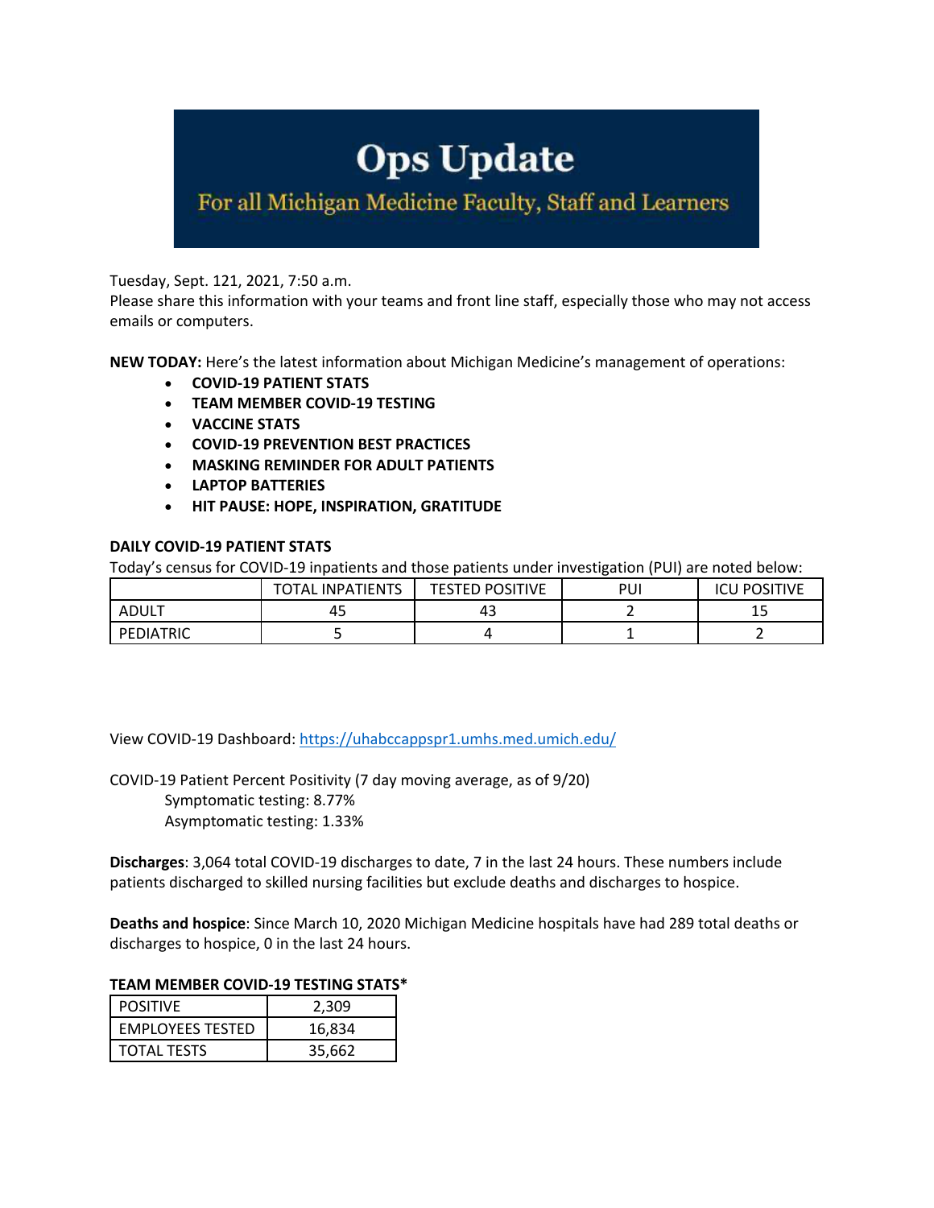# Ops Update

## For all Michigan Medicine Faculty, Staff and Learners

Tuesday, Sept. 121, 2021, 7:50 a.m.
Please share this information with your teams and front line staff, especially those who may not access emails or computers.

**NEW TODAY:** Here's the latest information about Michigan Medicine's management of operations:

- **COVID-19 PATIENT STATS**
- **TEAM MEMBER COVID-19 TESTING**
- **VACCINE STATS**
- **COVID-19 PREVENTION BEST PRACTICES**
- **MASKING REMINDER FOR ADULT PATIENTS**
- **LAPTOP BATTERIES**
- **HIT PAUSE: HOPE, INSPIRATION, GRATITUDE**

**DAILY COVID-19 PATIENT STATS**

Today's census for COVID-19 inpatients and those patients under investigation (PUI) are noted below:

| | TOTAL INPATIENTS | TESTED POSITIVE | PUI | ICU POSITIVE |
|---|---|---|---|---|
| ADULT | 45 | 43 | 2 | 15 |
| PEDIATRIC | 5 | 4 | 1 | 2 |

View COVID-19 Dashboard: https://uhabccappspr1.umhs.med.umich.edu/

COVID-19 Patient Percent Positivity (7 day moving average, as of 9/20)
Symptomatic testing: 8.77%
Asymptomatic testing: 1.33%

**Discharges**: 3,064 total COVID-19 discharges to date, 7 in the last 24 hours. These numbers include patients discharged to skilled nursing facilities but exclude deaths and discharges to hospice.

**Deaths and hospice**: Since March 10, 2020 Michigan Medicine hospitals have had 289 total deaths or discharges to hospice, 0 in the last 24 hours.

**TEAM MEMBER COVID-19 TESTING STATS***

| | |
|---|---|
| POSITIVE | 2,309 |
| EMPLOYEES TESTED | 16,834 |
| TOTAL TESTS | 35,662 |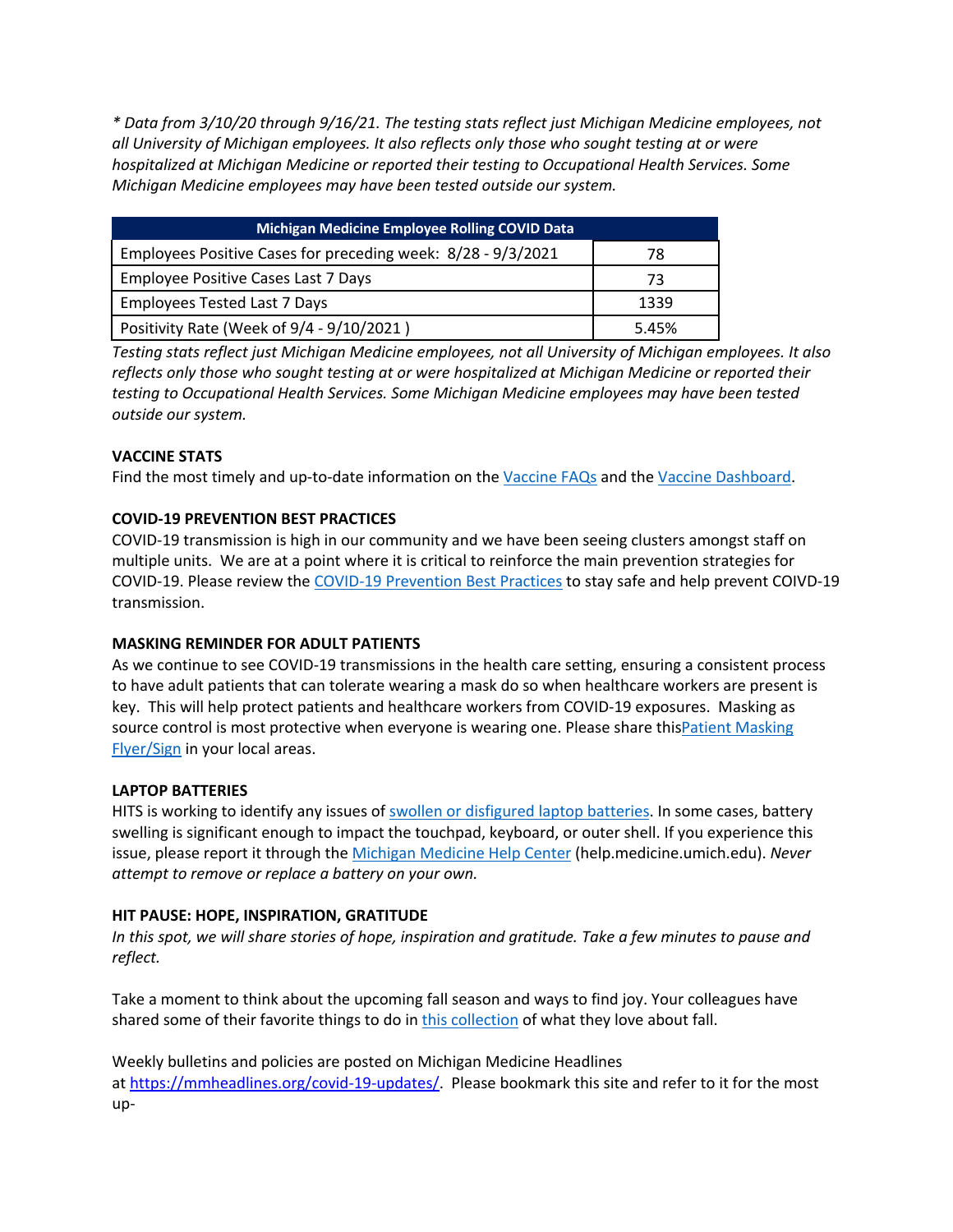*\* Data from 3/10/20 through 9/16/21. The testing stats reflect just Michigan Medicine employees, not all University of Michigan employees. It also reflects only those who sought testing at or were hospitalized at Michigan Medicine or reported their testing to Occupational Health Services. Some Michigan Medicine employees may have been tested outside our system.*

| Michigan Medicine Employee Rolling COVID Data | |
|---|---|
| Employees Positive Cases for preceding week: 8/28 - 9/3/2021 | 78 |
| Employee Positive Cases Last 7 Days | 73 |
| Employees Tested Last 7 Days | 1339 |
| Positivity Rate (Week of 9/4 - 9/10/2021 ) | 5.45% |

*Testing stats reflect just Michigan Medicine employees, not all University of Michigan employees. It also reflects only those who sought testing at or were hospitalized at Michigan Medicine or reported their testing to Occupational Health Services. Some Michigan Medicine employees may have been tested outside our system.*

**VACCINE STATS**

Find the most timely and up-to-date information on the Vaccine FAQs and the Vaccine Dashboard.

**COVID-19 PREVENTION BEST PRACTICES**

COVID-19 transmission is high in our community and we have been seeing clusters amongst staff on multiple units. We are at a point where it is critical to reinforce the main prevention strategies for COVID-19. Please review the COVID-19 Prevention Best Practices to stay safe and help prevent COIVD-19 transmission.

**MASKING REMINDER FOR ADULT PATIENTS**

As we continue to see COVID-19 transmissions in the health care setting, ensuring a consistent process to have adult patients that can tolerate wearing a mask do so when healthcare workers are present is key. This will help protect patients and healthcare workers from COVID-19 exposures. Masking as source control is most protective when everyone is wearing one. Please share thisPatient Masking Flyer/Sign in your local areas.

**LAPTOP BATTERIES**

HITS is working to identify any issues of swollen or disfigured laptop batteries. In some cases, battery swelling is significant enough to impact the touchpad, keyboard, or outer shell. If you experience this issue, please report it through the Michigan Medicine Help Center (help.medicine.umich.edu). *Never attempt to remove or replace a battery on your own.*

**HIT PAUSE: HOPE, INSPIRATION, GRATITUDE**

*In this spot, we will share stories of hope, inspiration and gratitude. Take a few minutes to pause and reflect.*

Take a moment to think about the upcoming fall season and ways to find joy. Your colleagues have shared some of their favorite things to do in this collection of what they love about fall.

Weekly bulletins and policies are posted on Michigan Medicine Headlines at https://mmheadlines.org/covid-19-updates/. Please bookmark this site and refer to it for the most up-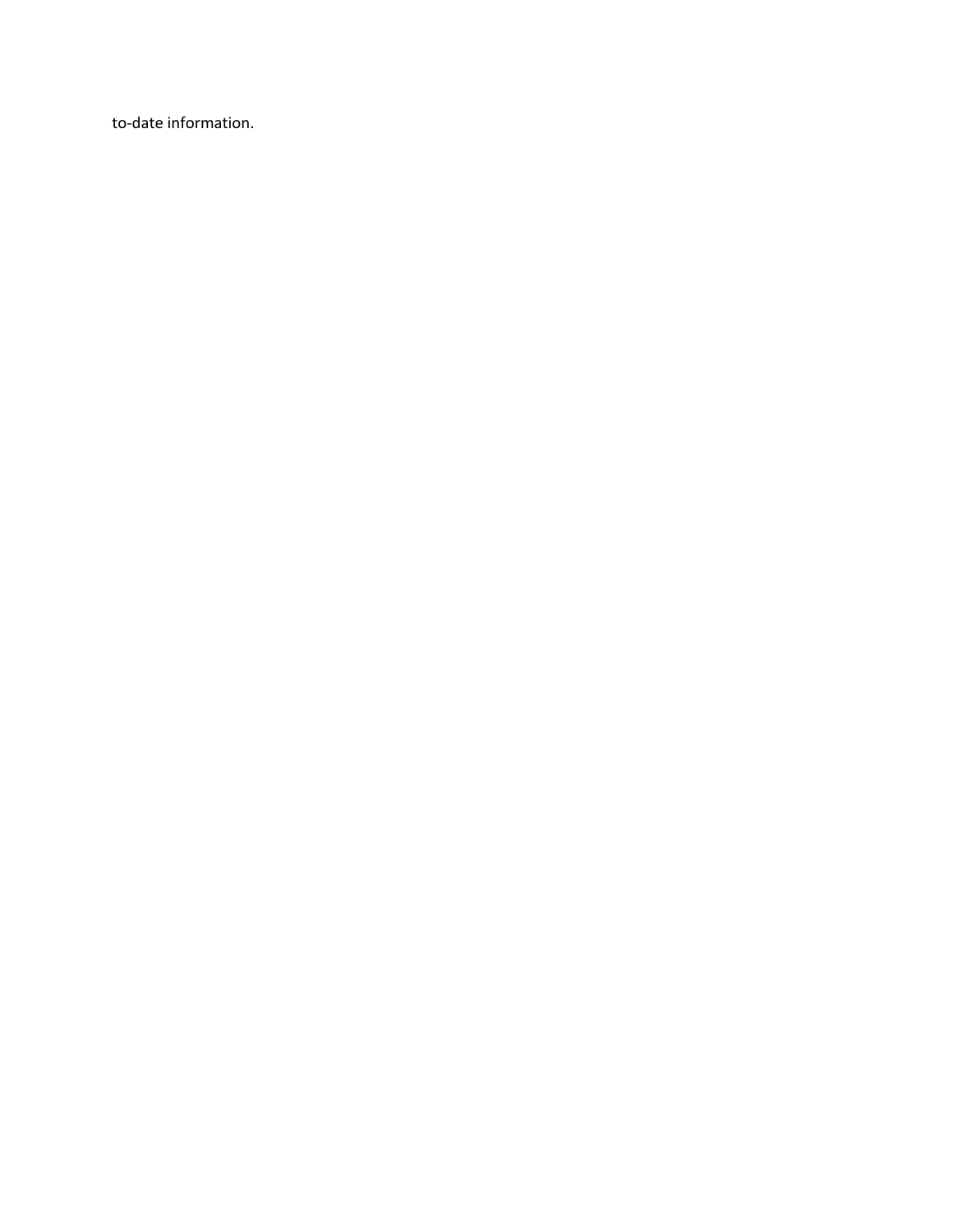to-date information.